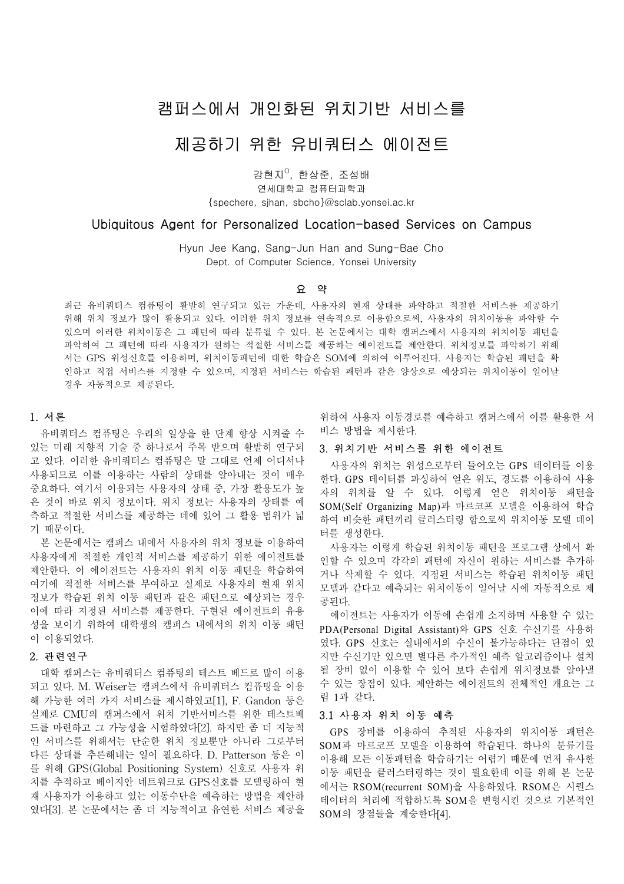# 캠퍼스에서 개인화된 위치기반 서비스를 제공하기 위한 유비쿼터스 에이전트

강현지[O], 한상준, 조성배

연세대학교 컴퓨터과학과

{specherе, sjhan, sbcho}@sclab.yonsei.ac.kr

# Ubiquitous Agent for Personalized Location-based Services on Campus

Hyun Jee Kang, Sang-Jun Han and Sung-Bae Cho

Dept. of Computer Science, Yonsei University

## 요 약

최근 유비쿼터스 컴퓨팅이 활발히 연구되고 있는 가운데, 사용자의 현재 상태를 파악하고 적절한 서비스를 제공하기 위해 위치 정보가 많이 활용되고 있다. 이러한 위치 정보를 연속적으로 이용함으로써, 사용자의 위치이동을 파악할 수 있으며 이러한 위치이동은 그 패턴에 따라 분류될 수 있다. 본 논문에서는 대학 캠퍼스에서 사용자의 위치이동 패턴을 파악하여 그 패턴에 따라 사용자가 원하는 적절한 서비스를 제공하는 에이전트를 제안한다. 위치정보를 파악하기 위해서는 GPS 위성신호를 이용하며, 위치이동패턴에 대한 학습은 SOM에 의하여 이루어진다. 사용자는 학습된 패턴을 확인하고 직접 서비스를 지정할 수 있으며, 지정된 서비스는 학습된 패턴과 같은 양상으로 예상되는 위치이동이 일어날 경우 자동적으로 제공된다.

## 1. 서론

유비쿼터스 컴퓨팅은 우리의 일상을 한 단계 향상 시켜줄 수 있는 미래 지향적 기술 중 하나로서 주목 받으며 활발히 연구되고 있다. 이러한 유비쿼터스 컴퓨팅은 말 그대로 언제 어디서나 사용되므로 이를 이용하는 사람의 상태를 알아내는 것이 매우 중요하다. 여기서 이용되는 사용자의 상태 중, 가장 활용도가 높은 것이 바로 위치 정보이다. 위치 정보는 사용자의 상태를 예측하고 적절한 서비스를 제공하는 데에 있어 그 활용 범위가 넓기 때문이다.

본 논문에서는 캠퍼스 내에서 사용자의 위치 정보를 이용하여 사용자에게 적절한 개인적 서비스를 제공하기 위한 에이전트를 제안한다. 이 에이전트는 사용자의 위치 이동 패턴을 학습하여 여기에 적절한 서비스를 부여하고 실제로 사용자의 현재 위치 정보가 학습된 위치 이동 패턴과 같은 패턴으로 예상되는 경우 이에 따라 지정된 서비스를 제공한다. 구현된 에이전트의 유용성을 보이기 위하여 대학생의 캠퍼스 내에서의 위치 이동 패턴이 이용되었다.

## 2. 관련연구

대학 캠퍼스는 유비쿼터스 컴퓨팅의 테스트 베드로 많이 이용되고 있다. M. Weiser는 캠퍼스에서 유비쿼터스 컴퓨팅을 이용해 가능한 여러 가지 서비스를 제시하였고[1], F. Gandon 등은 실제로 CMU의 캠퍼스에서 위치 기반서비스를 위한 테스트베드를 마련하고 그 가능성을 시험하였다[2]. 하지만 좀 더 지능적인 서비스를 위해서는 단순한 위치 정보뿐만 아니라 그로부터 다른 상태를 추론해내는 일이 필요하다. D. Patterson 등은 이를 위해 GPS(Global Positioning System) 신호로 사용자 위치를 추적하고 베이지안 네트워크로 GPS신호를 모델링하여 현재 사용자가 이용하고 있는 이동수단을 예측하는 방법을 제안하였다[3]. 본 논문에서는 좀 더 지능적이고 유연한 서비스 제공을 위하여 사용자 이동경로를 예측하고 캠퍼스에서 이를 활용한 서비스 방법을 제시한다.

## 3. 위치기반 서비스를 위한 에이전트

사용자의 위치는 위성으로부터 들어오는 GPS 데이터를 이용한다. GPS 데이터를 파싱하여 얻은 위도, 경도를 이용하여 사용자의 위치를 알 수 있다. 이렇게 얻은 위치이동 패턴을 SOM(Self Organizing Map)과 마르코프 모델을 이용하여 학습하여 비슷한 패턴끼리 클러스터링 함으로써 위치이동 모델 데이터를 생성한다.

사용자는 이렇게 학습된 위치이동 패턴을 프로그램 상에서 확인할 수 있으며 각각의 패턴에 자신이 원하는 서비스를 추가하거나 삭제할 수 있다. 지정된 서비스는 학습된 위치이동 패턴 모델과 같다고 예측되는 위치이동이 일어날 시에 자동적으로 제공된다.

에이전트는 사용자가 이동에 손쉽게 소지하며 사용할 수 있는 PDA(Personal Digital Assistant)와 GPS 신호 수신기를 사용하였다. GPS 신호는 실내에서의 수신이 불가능하다는 단점이 있지만 수신기만 있으면 별다른 추가적인 예측 알고리즘이나 설치될 장비 없이 이용할 수 있어 보다 손쉽게 위치정보를 알아낼 수 있는 장점이 있다. 제안하는 에이전트의 전체적인 개요는 그림 1과 같다.

### 3.1 사용자 위치 이동 예측

GPS 장비를 이용하여 추적된 사용자의 위치이동 패턴은 SOM과 마르코프 모델을 이용하여 학습된다. 하나의 분류기를 이용해 모든 이동패턴을 학습하기는 어렵기 때문에 먼저 유사한 이동 패턴을 클러스터링하는 것이 필요한데 이를 위해 본 논문에서는 RSOM(recurrent SOM)을 사용하였다. RSOM은 시퀀스 데이터의 처리에 적합하도록 SOM을 변형시킨 것으로 기본적인 SOM의 장점들을 계승한다[4].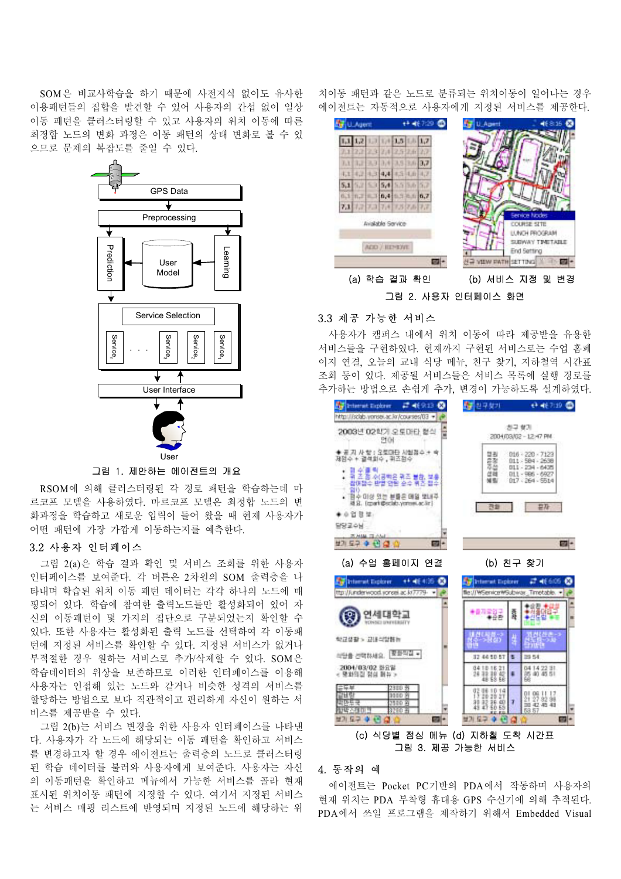SOM은 비교사학습을 하기 때문에 사전지식 없이도 유사한 이용패턴들의 집합을 발견할 수 있어 사용자의 간섭 없이 일상 이동 패턴을 클러스터링할 수 있고 사용자의 위치 이동에 따른 최정합 노드의 변화 과정은 이동 패턴의 상태 변화로 볼 수 있으므로 문제의 복잡도를 줄일 수 있다.

그림 1. 제안하는 에이전트의 개요

RSOM에 의해 클러스터링된 각 경로 패턴을 학습하는데 마르코프 모델을 사용하였다. 마르코프 모델은 최정합 노드의 변화과정을 학습하고 새로운 입력이 들어 왔을 때 현재 사용자가 어떤 패턴에 가장 가깝게 이동하는지를 예측한다.

### 3.2 사용자 인터페이스

그림 2(a)은 학습 결과 확인 및 서비스 조회를 위한 사용자 인터페이스를 보여준다. 각 버튼은 2차원의 SOM 출력층을 나타내며 학습된 위치 이동 패턴 데이터는 각각 하나의 노드에 매핑되어 있다. 학습에 참여한 출력노드들만 활성화되어 있어 자신의 이동패턴이 몇 가지의 집단으로 구분되었는지 확인할 수 있다. 또한 사용자는 활성화된 출력 노드를 선택하여 각 이동패턴에 지정된 서비스를 확인할 수 있다. 지정된 서비스가 없거나 부적절한 경우 원하는 서비스로 추가/삭제할 수 있다. SOM은 학습데이터의 위상을 보존하므로 이러한 인터페이스를 이용해 사용자는 인접해 있는 노드와 같거나 비슷한 성격의 서비스를 할당하는 방법으로 보다 직관적이고 편리하게 자신이 원하는 서비스를 제공받을 수 있다.

그림 2(b)는 서비스 변경을 위한 사용자 인터페이스를 나타낸다. 사용자가 각 노드에 해당되는 이동 패턴을 확인하고 서비스를 변경하고자 할 경우 에이전트는 출력층의 노드로 클러스터링된 학습 데이터를 불러와 사용자에게 보여준다. 사용자는 자신의 이동패턴을 확인하고 메뉴에서 가능한 서비스를 골라 현재 표시된 위치이동 패턴에 지정할 수 있다. 여기서 지정된 서비스는 서비스 매핑 리스트에 반영되며 지정된 노드에 해당하는 위치이동 패턴과 같은 노드로 분류되는 위치이동이 일어나는 경우 에이전트는 자동적으로 사용자에게 지정된 서비스를 제공한다.

(a) 학습 결과 확인 (b) 서비스 지정 및 변경

그림 2. 사용자 인터페이스 화면

### 3.3 제공 가능한 서비스

사용자가 캠퍼스 내에서 위치 이동에 따라 제공받을 유용한 서비스들을 구현하였다. 현재까지 구현된 서비스로는 수업 홈페이지 연결, 오늘의 교내 식당 메뉴, 친구 찾기, 지하철역 시간표 조회 등이 있다. 제공될 서비스들은 서비스 목록에 실행 경로를 추가하는 방법으로 손쉽게 추가, 변경이 가능하도록 설계하였다.

(a) 수업 홈페이지 연결 (b) 친구 찾기

(c) 식당별 점심 메뉴 (d) 지하철 도착 시간표

그림 3. 제공 가능한 서비스

## 4. 동작의 예

에이전트는 Pocket PC기반의 PDA에서 작동하며 사용자의 현재 위치는 PDA 부착형 휴대용 GPS 수신기에 의해 추적된다. PDA에서 쓰일 프로그램을 제작하기 위해서 Embedded Visual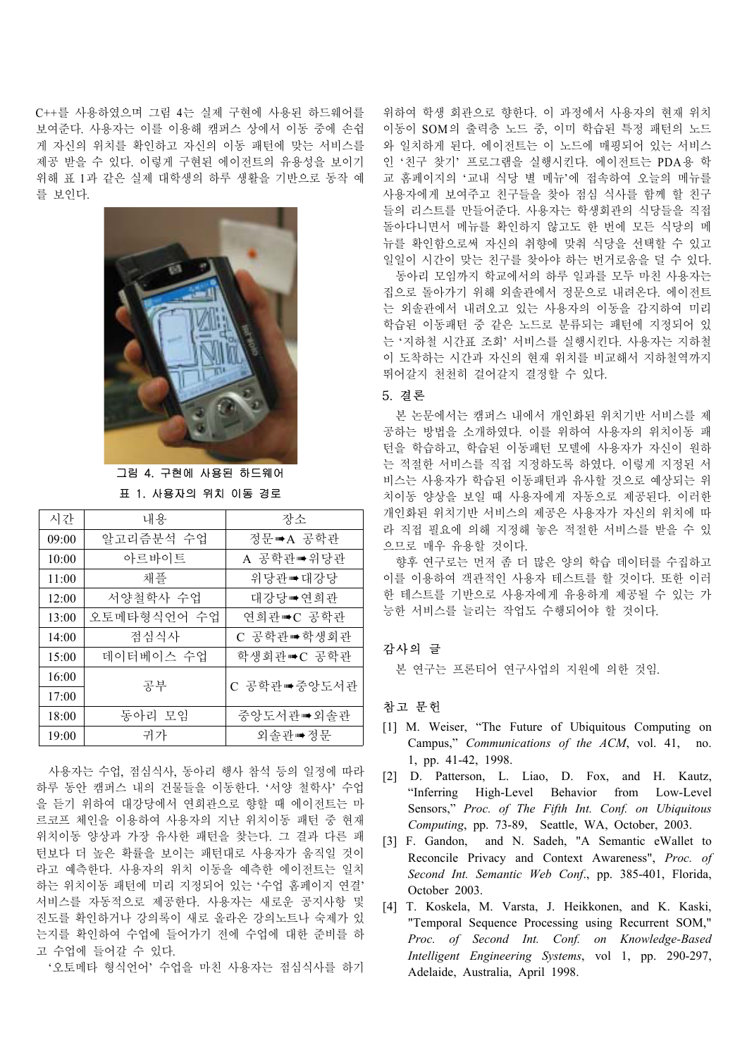C++를 사용하였으며 그림 4는 실제 구현에 사용된 하드웨어를 보여준다. 사용자는 이를 이용해 캠퍼스 상에서 이동 중에 손쉽게 자신의 위치를 확인하고 자신의 이동 패턴에 맞는 서비스를 제공 받을 수 있다. 이렇게 구현된 에이전트의 유용성을 보이기 위해 표 1과 같은 실제 대학생의 하루 생활을 기반으로 동작 예를 보인다.

그림 4. 구현에 사용된 하드웨어

표 1. 사용자의 위치 이동 경로

| 시간 | 내용 | 장소 |
|---|---|---|
| 09:00 | 알고리즘분석 수업 | 정문➠A 공학관 |
| 10:00 | 아르바이트 | A 공학관➠위당관 |
| 11:00 | 채플 | 위당관➠대강당 |
| 12:00 | 서양철학사 수업 | 대강당➠연희관 |
| 13:00 | 오토메타형식언어 수업 | 연희관➠C 공학관 |
| 14:00 | 점심식사 | C 공학관➠학생회관 |
| 15:00 | 데이터베이스 수업 | 학생회관➠C 공학관 |
| 16:00 | 공부 | C 공학관➠중앙도서관 |
| 17:00 | | |
| 18:00 | 동아리 모임 | 중앙도서관➠외솔관 |
| 19:00 | 귀가 | 외솔관➠정문 |

사용자는 수업, 점심식사, 동아리 행사 참석 등의 일정에 따라 하루 동안 캠퍼스 내의 건물들을 이동한다. '서양 철학사' 수업을 듣기 위하여 대강당에서 연희관으로 향할 때 에이전트는 마르코프 체인을 이용하여 사용자의 지난 위치이동 패턴 중 현재 위치이동 양상과 가장 유사한 패턴을 찾는다. 그 결과 다른 패턴보다 더 높은 확률을 보이는 패턴대로 사용자가 움직일 것이라고 예측한다. 사용자의 위치 이동을 예측한 에이전트는 일치하는 위치이동 패턴에 미리 지정되어 있는 '수업 홈페이지 연결' 서비스를 자동적으로 제공한다. 사용자는 새로운 공지사항 및 진도를 확인하거나 강의록이 새로 올라온 강의노트나 숙제가 있는지를 확인하여 수업에 들어가기 전에 수업에 대한 준비를 하고 수업에 들어갈 수 있다.

'오토메타 형식언어' 수업을 마친 사용자는 점심식사를 하기 위하여 학생 회관으로 향한다. 이 과정에서 사용자의 현재 위치 이동이 SOM의 출력층 노드 중, 이미 학습된 특정 패턴의 노드와 일치하게 된다. 에이전트는 이 노드에 매핑되어 있는 서비스인 '친구 찾기' 프로그램을 실행시킨다. 에이전트는 PDA용 학교 홈페이지의 '교내 식당 별 메뉴'에 접속하여 오늘의 메뉴를 사용자에게 보여주고 친구들을 찾아 점심 식사를 함께 할 친구들의 리스트를 만들어준다. 사용자는 학생회관의 식당들을 직접 돌아다니면서 메뉴를 확인하지 않고도 한 번에 모든 식당의 메뉴를 확인함으로써 자신의 취향에 맞춰 식당을 선택할 수 있고 일일이 시간이 맞는 친구를 찾아야 하는 번거로움을 덜 수 있다.

동아리 모임까지 학교에서의 하루 일과를 모두 마친 사용자는 집으로 돌아가기 위해 외솔관에서 정문으로 내려온다. 에이전트는 외솔관에서 내려오고 있는 사용자의 이동을 감지하여 미리 학습된 이동패턴 중 같은 노드로 분류되는 패턴에 지정되어 있는 '지하철 시간표 조회' 서비스를 실행시킨다. 사용자는 지하철이 도착하는 시간과 자신의 현재 위치를 비교해서 지하철역까지 뛰어갈지 천천히 걸어갈지 결정할 수 있다.

## 5. 결론

본 논문에서는 캠퍼스 내에서 개인화된 위치기반 서비스를 제공하는 방법을 소개하였다. 이를 위하여 사용자의 위치이동 패턴을 학습하고, 학습된 이동패턴 모델에 사용자가 자신이 원하는 적절한 서비스를 직접 지정하도록 하였다. 이렇게 지정된 서비스는 사용자가 학습된 이동패턴과 유사할 것으로 예상되는 위치이동 양상을 보일 때 사용자에게 자동으로 제공된다. 이러한 개인화된 위치기반 서비스의 제공은 사용자가 자신의 위치에 따라 직접 필요에 의해 지정해 놓은 적절한 서비스를 받을 수 있으므로 매우 유용할 것이다.

향후 연구로는 먼저 좀 더 많은 양의 학습 데이터를 수집하고 이를 이용하여 객관적인 사용자 테스트를 할 것이다. 또한 이러한 테스트를 기반으로 사용자에게 유용하게 제공될 수 있는 가능한 서비스를 늘리는 작업도 수행되어야 할 것이다.

## 감사의 글

본 연구는 프론티어 연구사업의 지원에 의한 것임.

## 참고 문헌

[1] M. Weiser, "The Future of Ubiquitous Computing on Campus," *Communications of the ACM*, vol. 41, no. 1, pp. 41-42, 1998.

[2] D. Patterson, L. Liao, D. Fox, and H. Kautz, "Inferring High-Level Behavior from Low-Level Sensors," *Proc. of The Fifth Int. Conf. on Ubiquitous Computing*, pp. 73-89, Seattle, WA, October, 2003.

[3] F. Gandon, and N. Sadeh, "A Semantic eWallet to Reconcile Privacy and Context Awareness", *Proc. of Second Int. Semantic Web Conf.*, pp. 385-401, Florida, October 2003.

[4] T. Koskela, M. Varsta, J. Heikkonen, and K. Kaski, "Temporal Sequence Processing using Recurrent SOM," *Proc. of Second Int. Conf. on Knowledge-Based Intelligent Engineering Systems*, vol 1, pp. 290-297, Adelaide, Australia, April 1998.